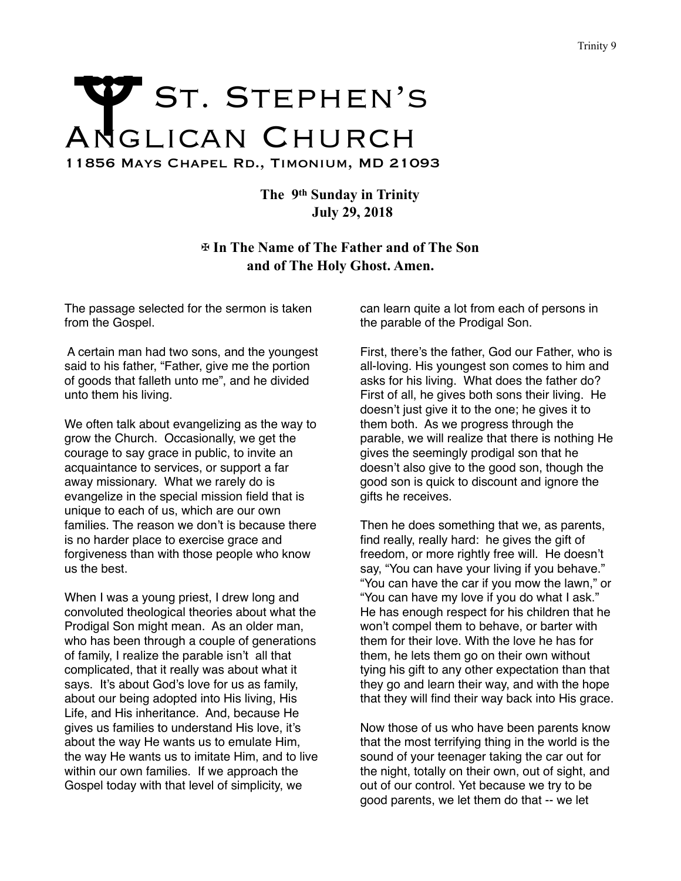# St. Stephen's Anglican Church

11856 Mays Chapel Rd., Timonium, MD 21093

**The 9th Sunday in Trinity**
**July 29, 2018**

**✠ In The Name of The Father and of The Son and of The Holy Ghost. Amen.**

The passage selected for the sermon is taken from the Gospel.

A certain man had two sons, and the youngest said to his father, "Father, give me the portion of goods that falleth unto me", and he divided unto them his living.

We often talk about evangelizing as the way to grow the Church. Occasionally, we get the courage to say grace in public, to invite an acquaintance to services, or support a far away missionary. What we rarely do is evangelize in the special mission field that is unique to each of us, which are our own families. The reason we don't is because there is no harder place to exercise grace and forgiveness than with those people who know us the best.

When I was a young priest, I drew long and convoluted theological theories about what the Prodigal Son might mean. As an older man, who has been through a couple of generations of family, I realize the parable isn't all that complicated, that it really was about what it says. It's about God's love for us as family, about our being adopted into His living, His Life, and His inheritance. And, because He gives us families to understand His love, it's about the way He wants us to emulate Him, the way He wants us to imitate Him, and to live within our own families. If we approach the Gospel today with that level of simplicity, we can learn quite a lot from each of persons in the parable of the Prodigal Son.

First, there's the father, God our Father, who is all-loving. His youngest son comes to him and asks for his living. What does the father do? First of all, he gives both sons their living. He doesn't just give it to the one; he gives it to them both. As we progress through the parable, we will realize that there is nothing He gives the seemingly prodigal son that he doesn't also give to the good son, though the good son is quick to discount and ignore the gifts he receives.

Then he does something that we, as parents, find really, really hard: he gives the gift of freedom, or more rightly free will. He doesn't say, "You can have your living if you behave." "You can have the car if you mow the lawn," or "You can have my love if you do what I ask." He has enough respect for his children that he won't compel them to behave, or barter with them for their love. With the love he has for them, he lets them go on their own without tying his gift to any other expectation than that they go and learn their way, and with the hope that they will find their way back into His grace.

Now those of us who have been parents know that the most terrifying thing in the world is the sound of your teenager taking the car out for the night, totally on their own, out of sight, and out of our control. Yet because we try to be good parents, we let them do that -- we let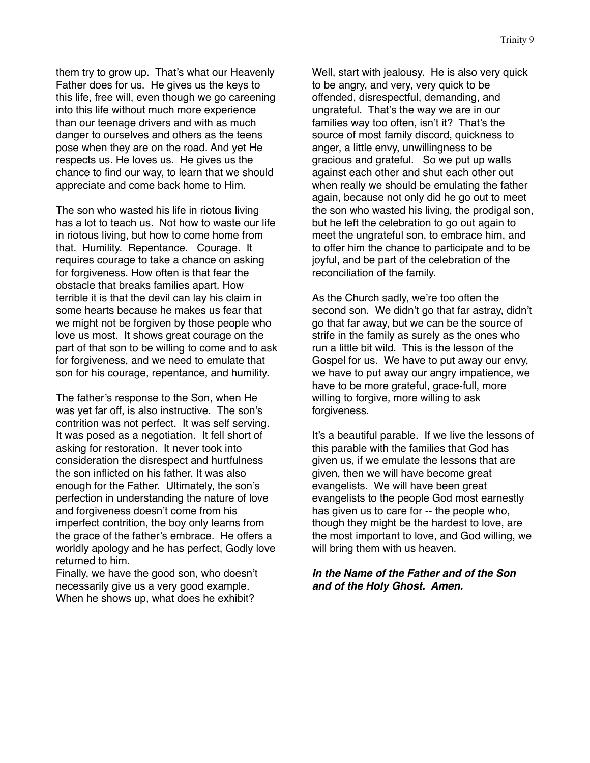them try to grow up. That's what our Heavenly Father does for us. He gives us the keys to this life, free will, even though we go careening into this life without much more experience than our teenage drivers and with as much danger to ourselves and others as the teens pose when they are on the road. And yet He respects us. He loves us. He gives us the chance to find our way, to learn that we should appreciate and come back home to Him.

The son who wasted his life in riotous living has a lot to teach us. Not how to waste our life in riotous living, but how to come home from that. Humility. Repentance. Courage. It requires courage to take a chance on asking for forgiveness. How often is that fear the obstacle that breaks families apart. How terrible it is that the devil can lay his claim in some hearts because he makes us fear that we might not be forgiven by those people who love us most. It shows great courage on the part of that son to be willing to come and to ask for forgiveness, and we need to emulate that son for his courage, repentance, and humility.

The father's response to the Son, when He was yet far off, is also instructive. The son's contrition was not perfect. It was self serving. It was posed as a negotiation. It fell short of asking for restoration. It never took into consideration the disrespect and hurtfulness the son inflicted on his father. It was also enough for the Father. Ultimately, the son's perfection in understanding the nature of love and forgiveness doesn't come from his imperfect contrition, the boy only learns from the grace of the father's embrace. He offers a worldly apology and he has perfect, Godly love returned to him.

Finally, we have the good son, who doesn't necessarily give us a very good example. When he shows up, what does he exhibit? Well, start with jealousy. He is also very quick to be angry, and very, very quick to be offended, disrespectful, demanding, and ungrateful. That's the way we are in our families way too often, isn't it? That's the source of most family discord, quickness to anger, a little envy, unwillingness to be gracious and grateful. So we put up walls against each other and shut each other out when really we should be emulating the father again, because not only did he go out to meet the son who wasted his living, the prodigal son, but he left the celebration to go out again to meet the ungrateful son, to embrace him, and to offer him the chance to participate and to be joyful, and be part of the celebration of the reconciliation of the family.

As the Church sadly, we're too often the second son. We didn't go that far astray, didn't go that far away, but we can be the source of strife in the family as surely as the ones who run a little bit wild. This is the lesson of the Gospel for us. We have to put away our envy, we have to put away our angry impatience, we have to be more grateful, grace-full, more willing to forgive, more willing to ask forgiveness.

It's a beautiful parable. If we live the lessons of this parable with the families that God has given us, if we emulate the lessons that are given, then we will have become great evangelists. We will have been great evangelists to the people God most earnestly has given us to care for -- the people who, though they might be the hardest to love, are the most important to love, and God willing, we will bring them with us heaven.

***In the Name of the Father and of the Son and of the Holy Ghost. Amen.***